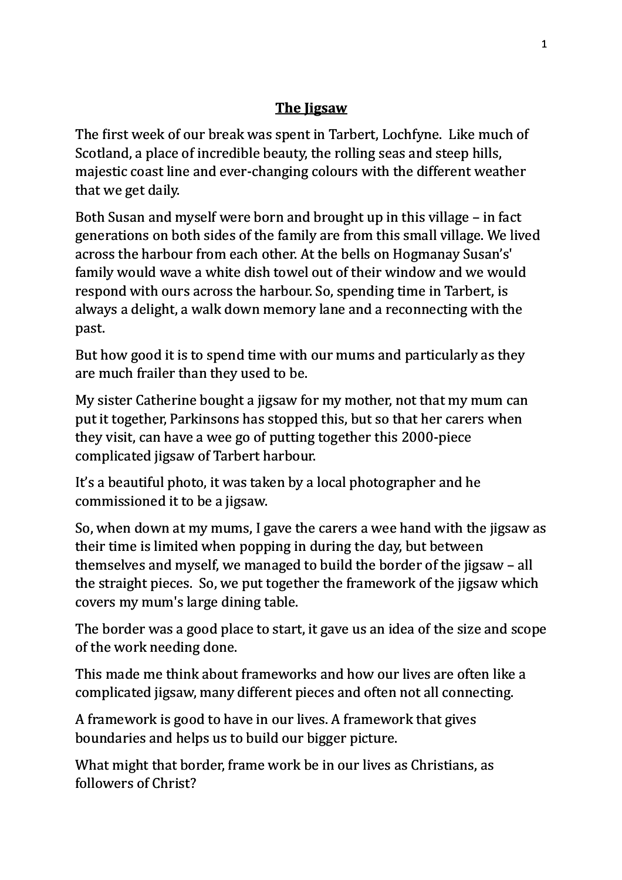# The Jigsaw

The first week of our break was spent in Tarbert, Lochfyne. Like much of Scotland, a place of incredible beauty, the rolling seas and steep hills, majestic coast line and ever-changing colours with the different weather that we get daily.

Both Susan and myself were born and brought up in this village – in fact generations on both sides of the family are from this small village. We lived across the harbour from each other. At the bells on Hogmanay Susan's' family would wave a white dish towel out of their window and we would respond with ours across the harbour. So, spending time in Tarbert, is always a delight, a walk down memory lane and a reconnecting with the past.

But how good it is to spend time with our mums and particularly as they are much frailer than they used to be.

My sister Catherine bought a jigsaw for my mother, not that my mum can put it together, Parkinsons has stopped this, but so that her carers when they visit, can have a wee go of putting together this 2000-piece complicated jigsaw of Tarbert harbour.

It's a beautiful photo, it was taken by a local photographer and he commissioned it to be a jigsaw.

So, when down at my mums, I gave the carers a wee hand with the jigsaw as their time is limited when popping in during the day, but between themselves and myself, we managed to build the border of the jigsaw – all the straight pieces. So, we put together the framework of the jigsaw which covers my mum's large dining table.

The border was a good place to start, it gave us an idea of the size and scope of the work needing done.

This made me think about frameworks and how our lives are often like a complicated jigsaw, many different pieces and often not all connecting.

A framework is good to have in our lives. A framework that gives boundaries and helps us to build our bigger picture.

What might that border, frame work be in our lives as Christians, as followers of Christ?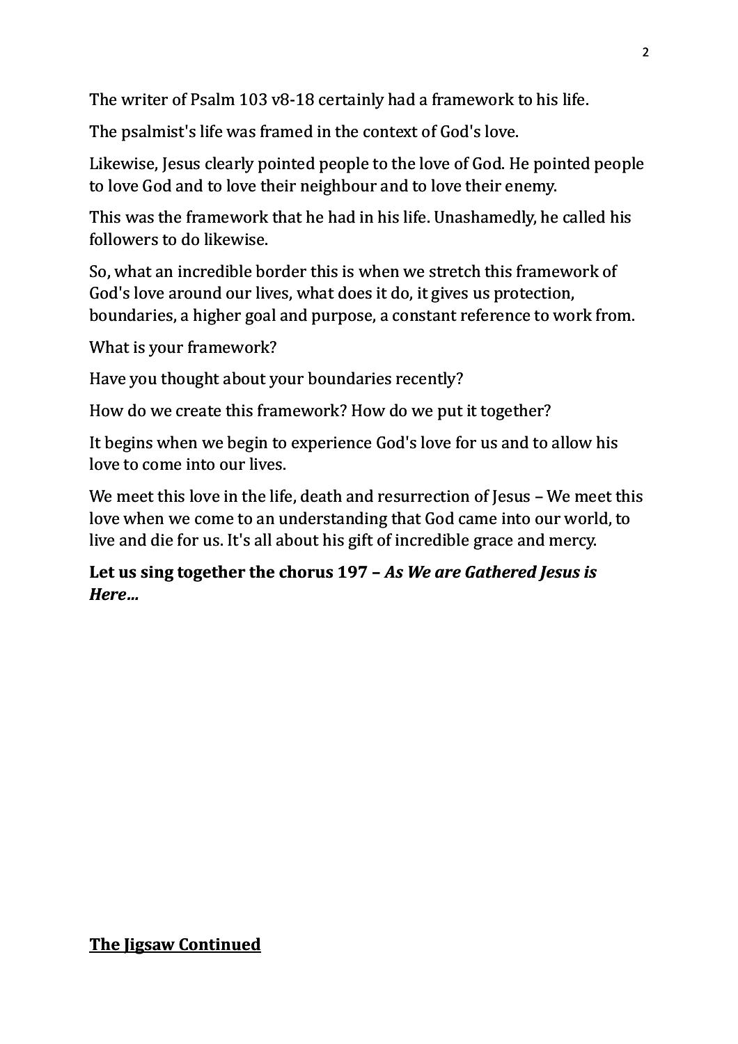The writer of Psalm 103 v8-18 certainly had a framework to his life.

The psalmist's life was framed in the context of God's love.

Likewise, Jesus clearly pointed people to the love of God. He pointed people to love God and to love their neighbour and to love their enemy.

This was the framework that he had in his life. Unashamedly, he called his followers to do likewise.

So, what an incredible border this is when we stretch this framework of God's love around our lives, what does it do, it gives us protection, boundaries, a higher goal and purpose, a constant reference to work from.

What is your framework?

Have you thought about your boundaries recently?

How do we create this framework? How do we put it together?

It begins when we begin to experience God's love for us and to allow his love to come into our lives.

We meet this love in the life, death and resurrection of Jesus – We meet this love when we come to an understanding that God came into our world, to live and die for us. It's all about his gift of incredible grace and mercy.

**Let us sing together the chorus 197 – *As We are Gathered Jesus is Here…***

**<u>The Jigsaw Continued</u>**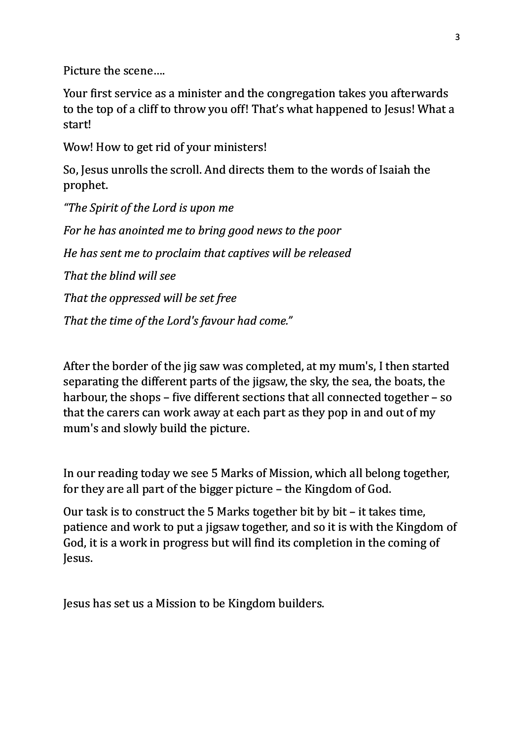Picture the scene….

Your first service as a minister and the congregation takes you afterwards to the top of a cliff to throw you off! That's what happened to Jesus! What a start!

Wow! How to get rid of your ministers!

So, Jesus unrolls the scroll. And directs them to the words of Isaiah the prophet.

*"The Spirit of the Lord is upon me*

*For he has anointed me to bring good news to the poor*

*He has sent me to proclaim that captives will be released*

*That the blind will see*

*That the oppressed will be set free*

*That the time of the Lord's favour had come."*

After the border of the jig saw was completed, at my mum's, I then started separating the different parts of the jigsaw, the sky, the sea, the boats, the harbour, the shops – five different sections that all connected together – so that the carers can work away at each part as they pop in and out of my mum's and slowly build the picture.

In our reading today we see 5 Marks of Mission, which all belong together, for they are all part of the bigger picture – the Kingdom of God.

Our task is to construct the 5 Marks together bit by bit – it takes time, patience and work to put a jigsaw together, and so it is with the Kingdom of God, it is a work in progress but will find its completion in the coming of Jesus.

Jesus has set us a Mission to be Kingdom builders.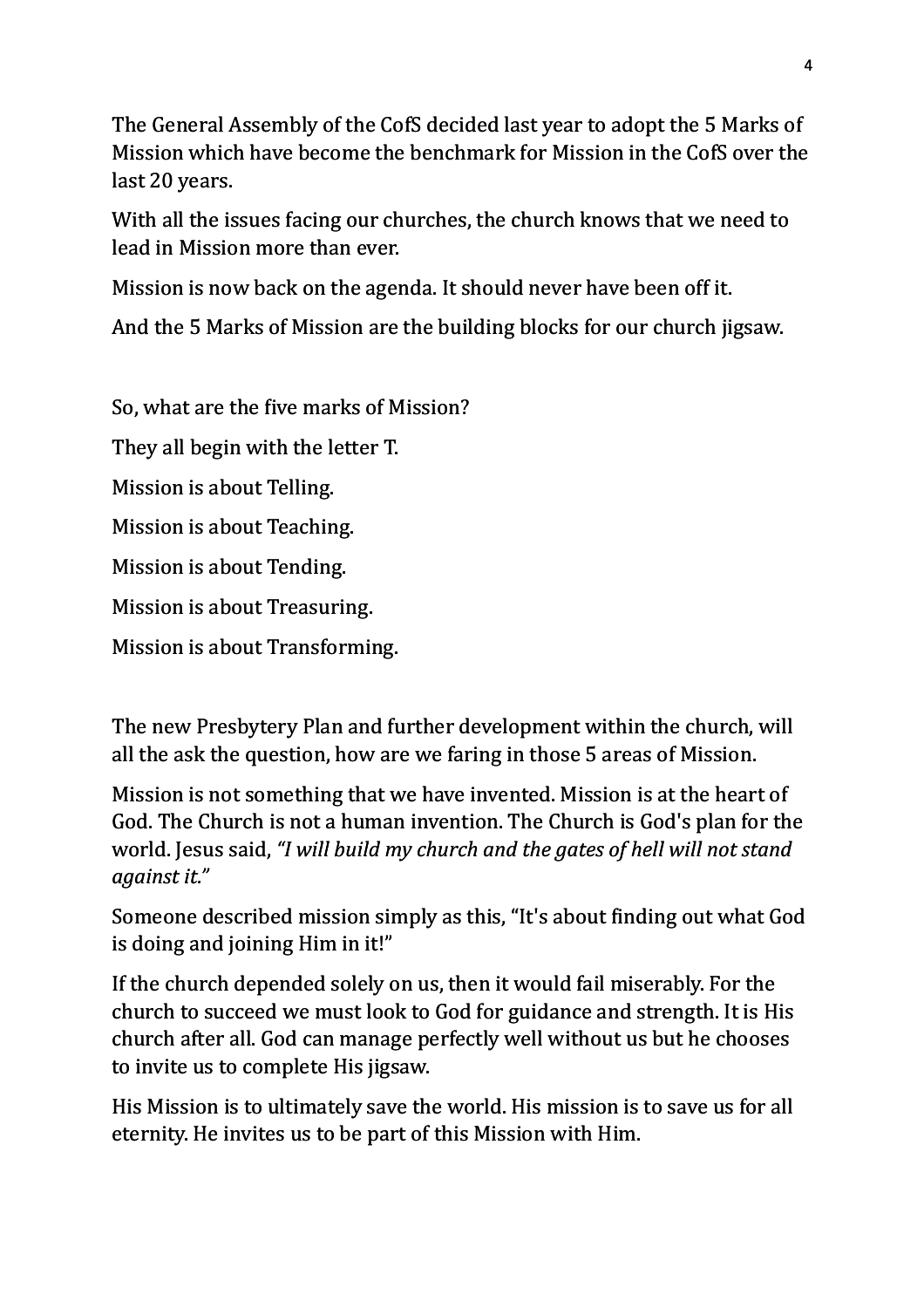The General Assembly of the CofS decided last year to adopt the 5 Marks of Mission which have become the benchmark for Mission in the CofS over the last 20 years.

With all the issues facing our churches, the church knows that we need to lead in Mission more than ever.

Mission is now back on the agenda. It should never have been off it.

And the 5 Marks of Mission are the building blocks for our church jigsaw.

So, what are the five marks of Mission?

They all begin with the letter T.

Mission is about Telling.

Mission is about Teaching.

Mission is about Tending.

Mission is about Treasuring.

Mission is about Transforming.

The new Presbytery Plan and further development within the church, will all the ask the question, how are we faring in those 5 areas of Mission.

Mission is not something that we have invented. Mission is at the heart of God. The Church is not a human invention. The Church is God's plan for the world. Jesus said, *"I will build my church and the gates of hell will not stand against it."*

Someone described mission simply as this, "It's about finding out what God is doing and joining Him in it!"

If the church depended solely on us, then it would fail miserably. For the church to succeed we must look to God for guidance and strength. It is His church after all. God can manage perfectly well without us but he chooses to invite us to complete His jigsaw.

His Mission is to ultimately save the world. His mission is to save us for all eternity. He invites us to be part of this Mission with Him.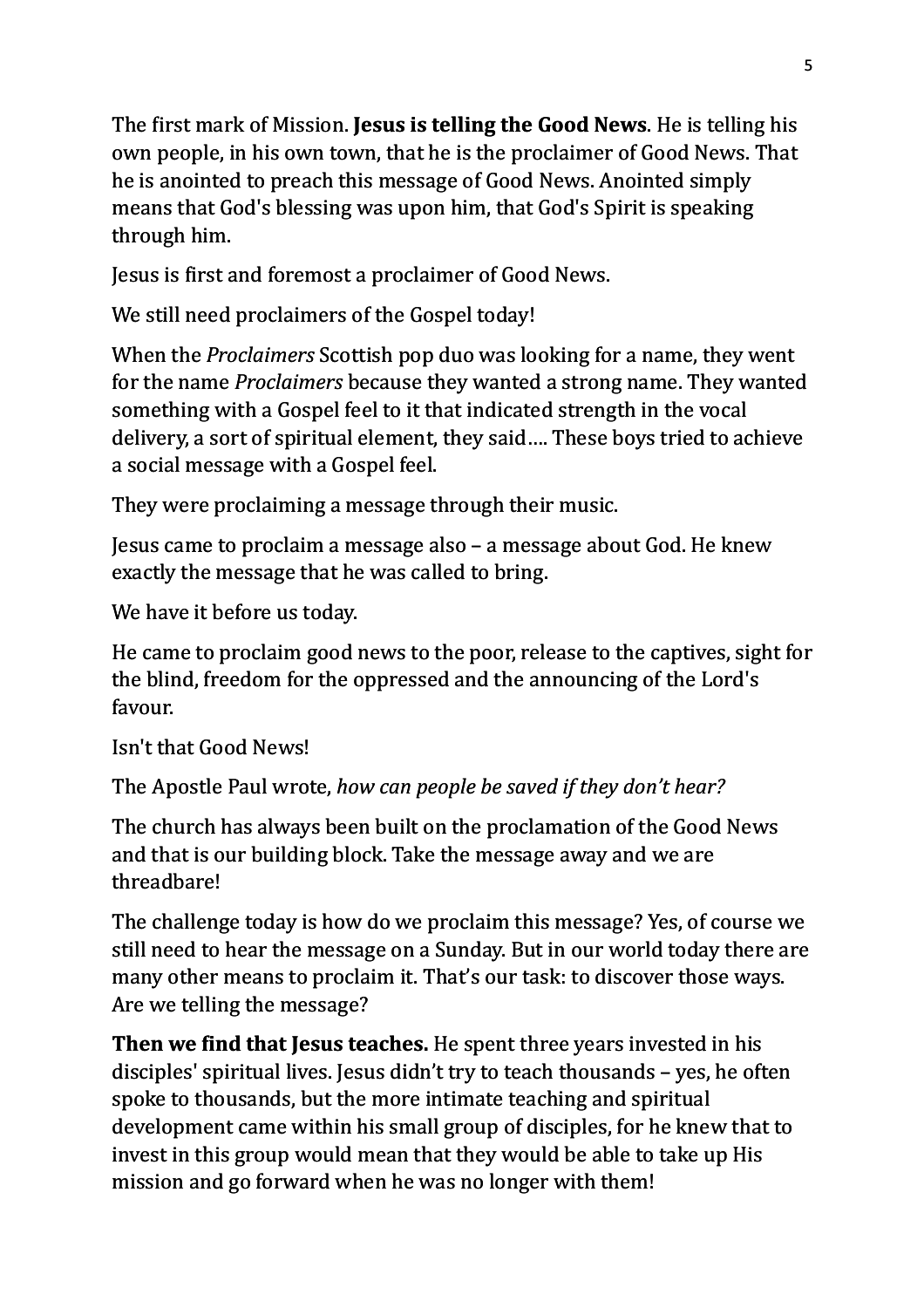The first mark of Mission. **Jesus is telling the Good News**. He is telling his own people, in his own town, that he is the proclaimer of Good News. That he is anointed to preach this message of Good News. Anointed simply means that God's blessing was upon him, that God's Spirit is speaking through him.

Jesus is first and foremost a proclaimer of Good News.

We still need proclaimers of the Gospel today!

When the *Proclaimers* Scottish pop duo was looking for a name, they went for the name *Proclaimers* because they wanted a strong name. They wanted something with a Gospel feel to it that indicated strength in the vocal delivery, a sort of spiritual element, they said…. These boys tried to achieve a social message with a Gospel feel.

They were proclaiming a message through their music.

Jesus came to proclaim a message also – a message about God. He knew exactly the message that he was called to bring.

We have it before us today.

He came to proclaim good news to the poor, release to the captives, sight for the blind, freedom for the oppressed and the announcing of the Lord's favour.

Isn't that Good News!

The Apostle Paul wrote, *how can people be saved if they don't hear?*

The church has always been built on the proclamation of the Good News and that is our building block. Take the message away and we are threadbare!

The challenge today is how do we proclaim this message? Yes, of course we still need to hear the message on a Sunday. But in our world today there are many other means to proclaim it. That's our task: to discover those ways. Are we telling the message?

**Then we find that Jesus teaches.** He spent three years invested in his disciples' spiritual lives. Jesus didn't try to teach thousands – yes, he often spoke to thousands, but the more intimate teaching and spiritual development came within his small group of disciples, for he knew that to invest in this group would mean that they would be able to take up His mission and go forward when he was no longer with them!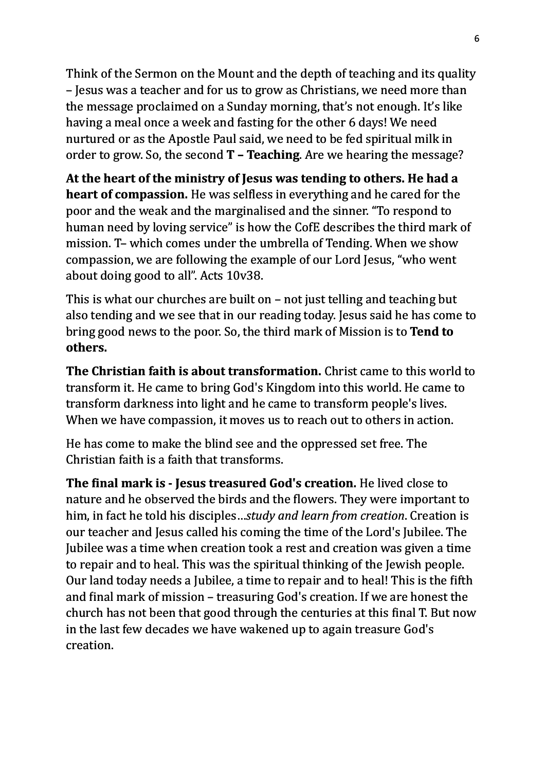Think of the Sermon on the Mount and the depth of teaching and its quality – Jesus was a teacher and for us to grow as Christians, we need more than the message proclaimed on a Sunday morning, that's not enough. It's like having a meal once a week and fasting for the other 6 days! We need nurtured or as the Apostle Paul said, we need to be fed spiritual milk in order to grow. So, the second **T – Teaching**. Are we hearing the message?

**At the heart of the ministry of Jesus was tending to others. He had a heart of compassion.** He was selfless in everything and he cared for the poor and the weak and the marginalised and the sinner. "To respond to human need by loving service" is how the CofE describes the third mark of mission. T– which comes under the umbrella of Tending. When we show compassion, we are following the example of our Lord Jesus, "who went about doing good to all". Acts 10v38.

This is what our churches are built on – not just telling and teaching but also tending and we see that in our reading today. Jesus said he has come to bring good news to the poor. So, the third mark of Mission is to **Tend to others.**

**The Christian faith is about transformation.** Christ came to this world to transform it. He came to bring God's Kingdom into this world. He came to transform darkness into light and he came to transform people's lives. When we have compassion, it moves us to reach out to others in action.

He has come to make the blind see and the oppressed set free. The Christian faith is a faith that transforms.

**The final mark is - Jesus treasured God's creation.** He lived close to nature and he observed the birds and the flowers. They were important to him, in fact he told his disciples…*study and learn from creation*. Creation is our teacher and Jesus called his coming the time of the Lord's Jubilee. The Jubilee was a time when creation took a rest and creation was given a time to repair and to heal. This was the spiritual thinking of the Jewish people. Our land today needs a Jubilee, a time to repair and to heal! This is the fifth and final mark of mission – treasuring God's creation. If we are honest the church has not been that good through the centuries at this final T. But now in the last few decades we have wakened up to again treasure God's creation.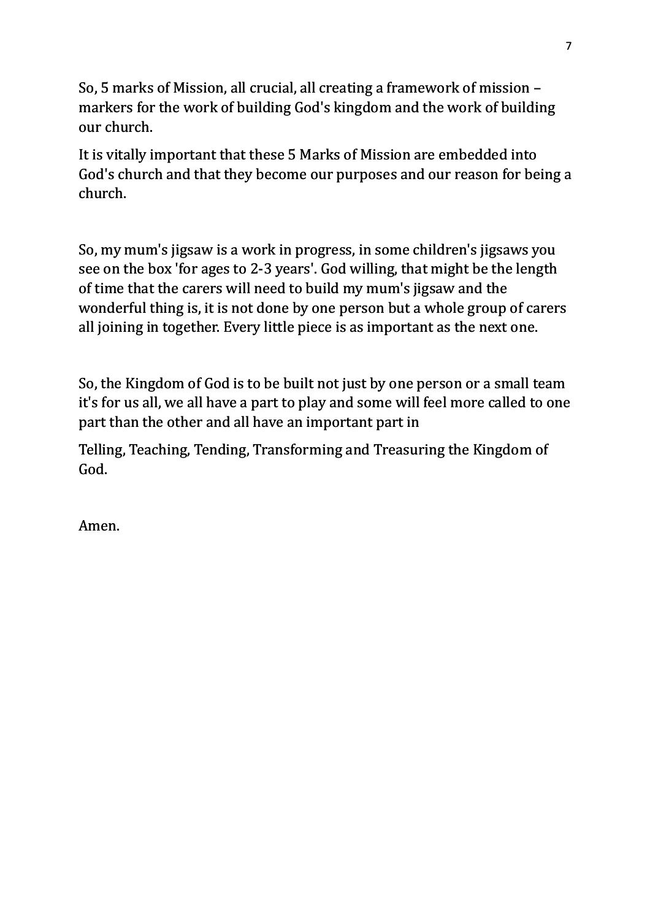So, 5 marks of Mission, all crucial, all creating a framework of mission – markers for the work of building God's kingdom and the work of building our church.

It is vitally important that these 5 Marks of Mission are embedded into God's church and that they become our purposes and our reason for being a church.

So, my mum's jigsaw is a work in progress, in some children's jigsaws you see on the box 'for ages to 2-3 years'. God willing, that might be the length of time that the carers will need to build my mum's jigsaw and the wonderful thing is, it is not done by one person but a whole group of carers all joining in together. Every little piece is as important as the next one.

So, the Kingdom of God is to be built not just by one person or a small team it's for us all, we all have a part to play and some will feel more called to one part than the other and all have an important part in

Telling, Teaching, Tending, Transforming and Treasuring the Kingdom of God.

Amen.